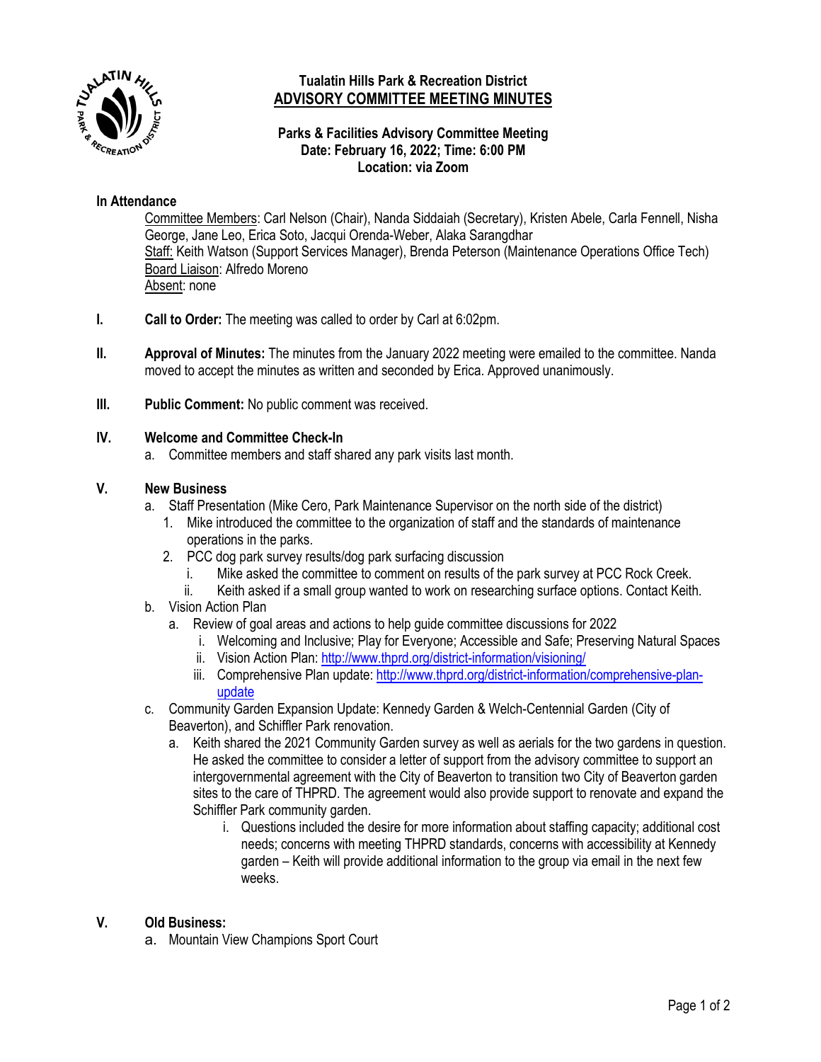# Tualatin Hills Park & Recreation District
## ADVISORY COMMITTEE MEETING MINUTES

**Parks & Facilities Advisory Committee Meeting**
**Date: February 16, 2022; Time: 6:00 PM**
**Location: via Zoom**

**In Attendance**

Committee Members: Carl Nelson (Chair), Nanda Siddaiah (Secretary), Kristen Abele, Carla Fennell, Nisha George, Jane Leo, Erica Soto, Jacqui Orenda-Weber, Alaka Sarangdhar
Staff: Keith Watson (Support Services Manager), Brenda Peterson (Maintenance Operations Office Tech)
Board Liaison: Alfredo Moreno
Absent: none

**I. Call to Order:** The meeting was called to order by Carl at 6:02pm.

**II. Approval of Minutes:** The minutes from the January 2022 meeting were emailed to the committee. Nanda moved to accept the minutes as written and seconded by Erica. Approved unanimously.

**III. Public Comment:** No public comment was received.

**IV. Welcome and Committee Check-In**

a. Committee members and staff shared any park visits last month.

**V. New Business**

a. Staff Presentation (Mike Cero, Park Maintenance Supervisor on the north side of the district)
   1. Mike introduced the committee to the organization of staff and the standards of maintenance operations in the parks.
   2. PCC dog park survey results/dog park surfacing discussion
      i. Mike asked the committee to comment on results of the park survey at PCC Rock Creek.
      ii. Keith asked if a small group wanted to work on researching surface options. Contact Keith.

b. Vision Action Plan
   a. Review of goal areas and actions to help guide committee discussions for 2022
      i. Welcoming and Inclusive; Play for Everyone; Accessible and Safe; Preserving Natural Spaces
      ii. Vision Action Plan: http://www.thprd.org/district-information/visioning/
      iii. Comprehensive Plan update: http://www.thprd.org/district-information/comprehensive-plan-update

c. Community Garden Expansion Update: Kennedy Garden & Welch-Centennial Garden (City of Beaverton), and Schiffler Park renovation.
   a. Keith shared the 2021 Community Garden survey as well as aerials for the two gardens in question. He asked the committee to consider a letter of support from the advisory committee to support an intergovernmental agreement with the City of Beaverton to transition two City of Beaverton garden sites to the care of THPRD. The agreement would also provide support to renovate and expand the Schiffler Park community garden.
      i. Questions included the desire for more information about staffing capacity; additional cost needs; concerns with meeting THPRD standards, concerns with accessibility at Kennedy garden – Keith will provide additional information to the group via email in the next few weeks.

**V. Old Business:**

a. Mountain View Champions Sport Court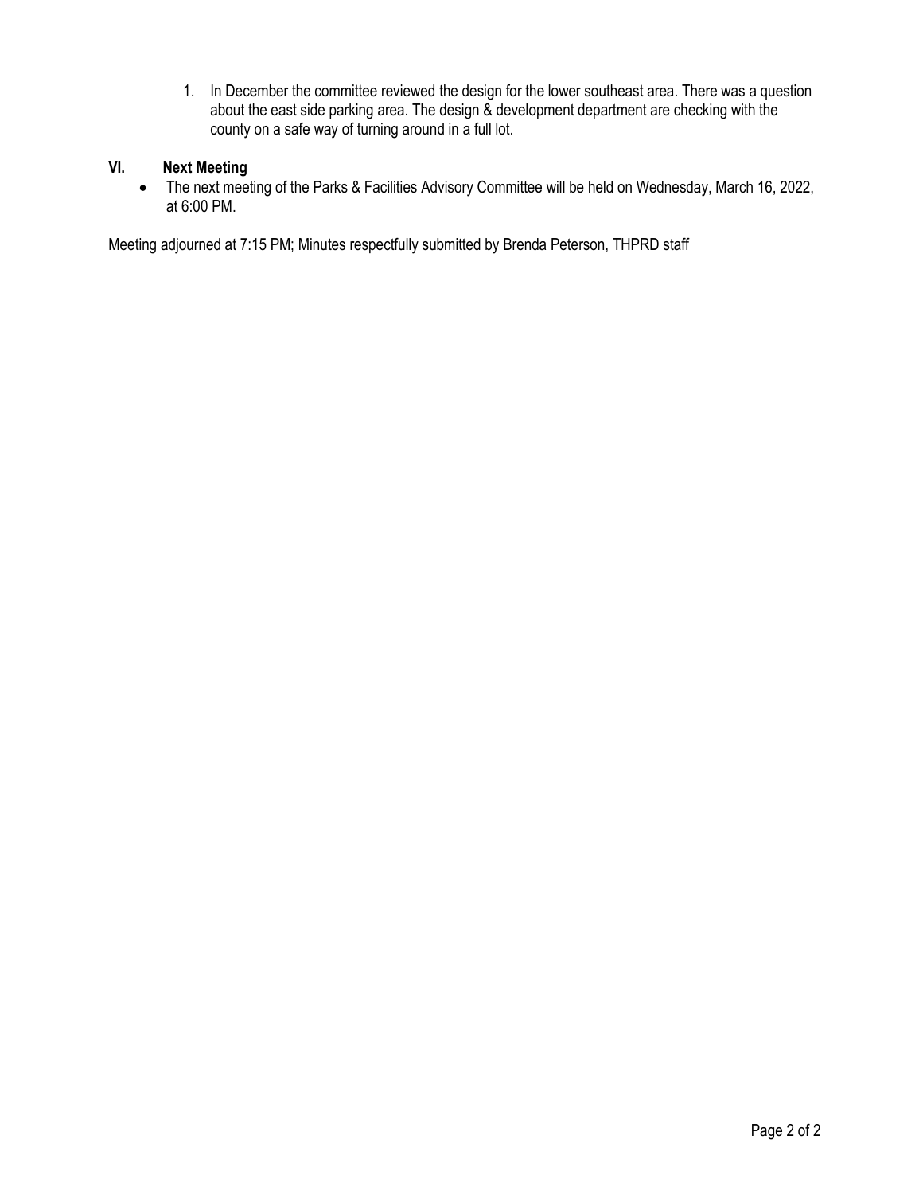1. In December the committee reviewed the design for the lower southeast area. There was a question about the east side parking area. The design & development department are checking with the county on a safe way of turning around in a full lot.

## VI. Next Meeting

- The next meeting of the Parks & Facilities Advisory Committee will be held on Wednesday, March 16, 2022, at 6:00 PM.

Meeting adjourned at 7:15 PM; Minutes respectfully submitted by Brenda Peterson, THPRD staff